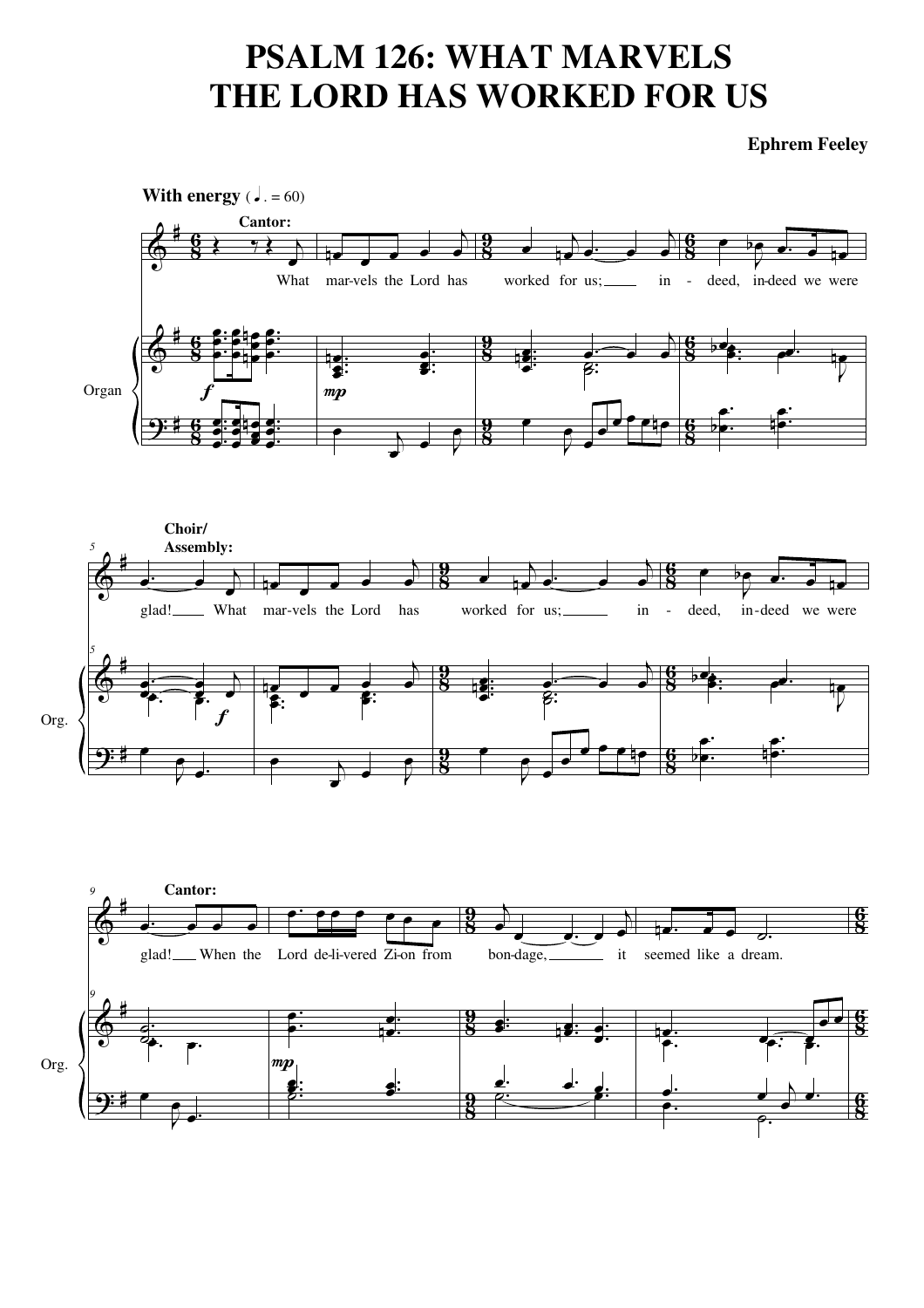# PSALM 126: WHAT MARVELS THE LORD HAS WORKED FOR US

**Ephrem Feeley**

**With energy** (♩. = 60)

**Cantor:**

What mar-vels the Lord has worked for us; in - deed, in-deed we were glad!

**Choir/ Assembly:**

What mar-vels the Lord has worked for us; in - deed, in-deed we were glad!

**Cantor:**

When the Lord de-li-vered Zi-on from bon-dage, it seemed like a dream.

Organ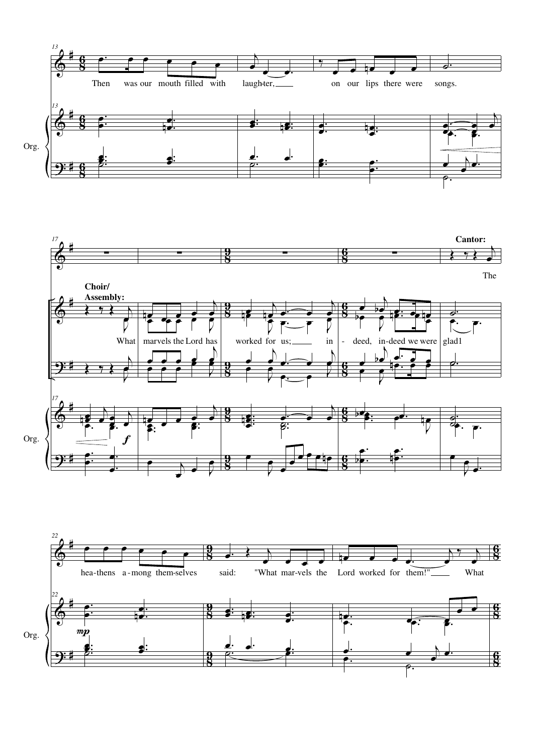Then was our mouth filled with laughter, on our lips there were songs.

**Choir/ Assembly:**

What marvels the Lord has worked for us; indeed, indeed we were glad1

**Cantor:**

The heathens among themselves said: "What marvels the Lord worked for them!" What

Org.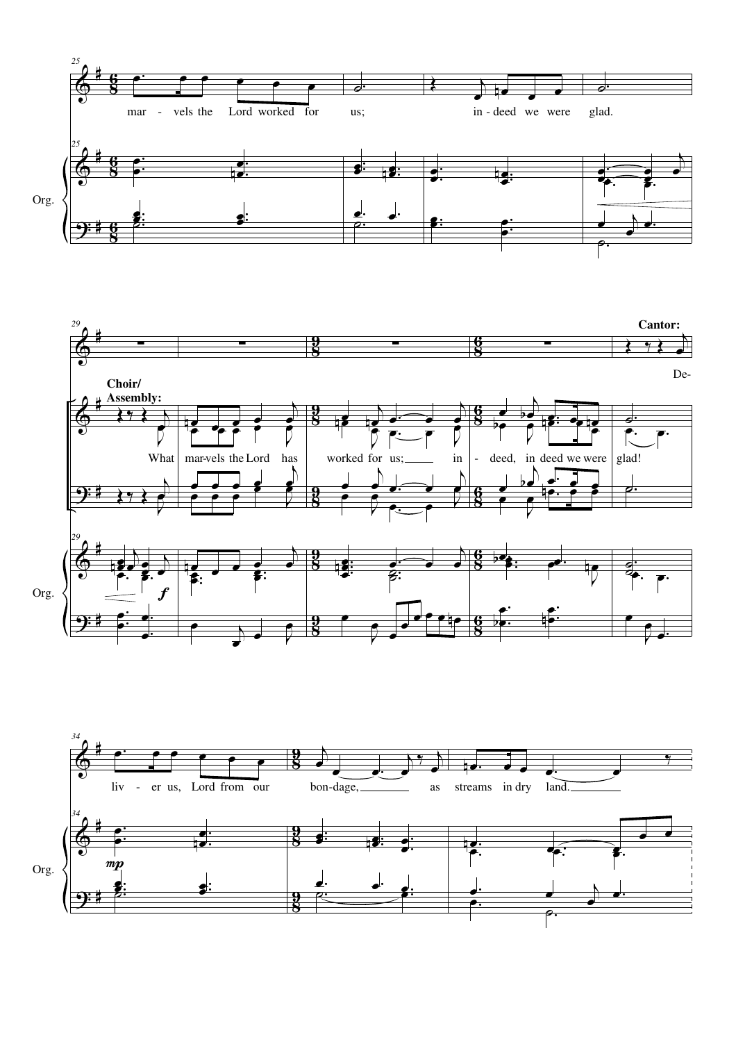mar - vels the Lord worked for us; in - deed we were glad.

Org.

**Choir/ Assembly:**

What mar-vels the Lord has worked for us; in - deed, in deed we were glad!

**Cantor:**

De- liv - er us, Lord from our bon-dage, as streams in dry land.

*f*

*mp*